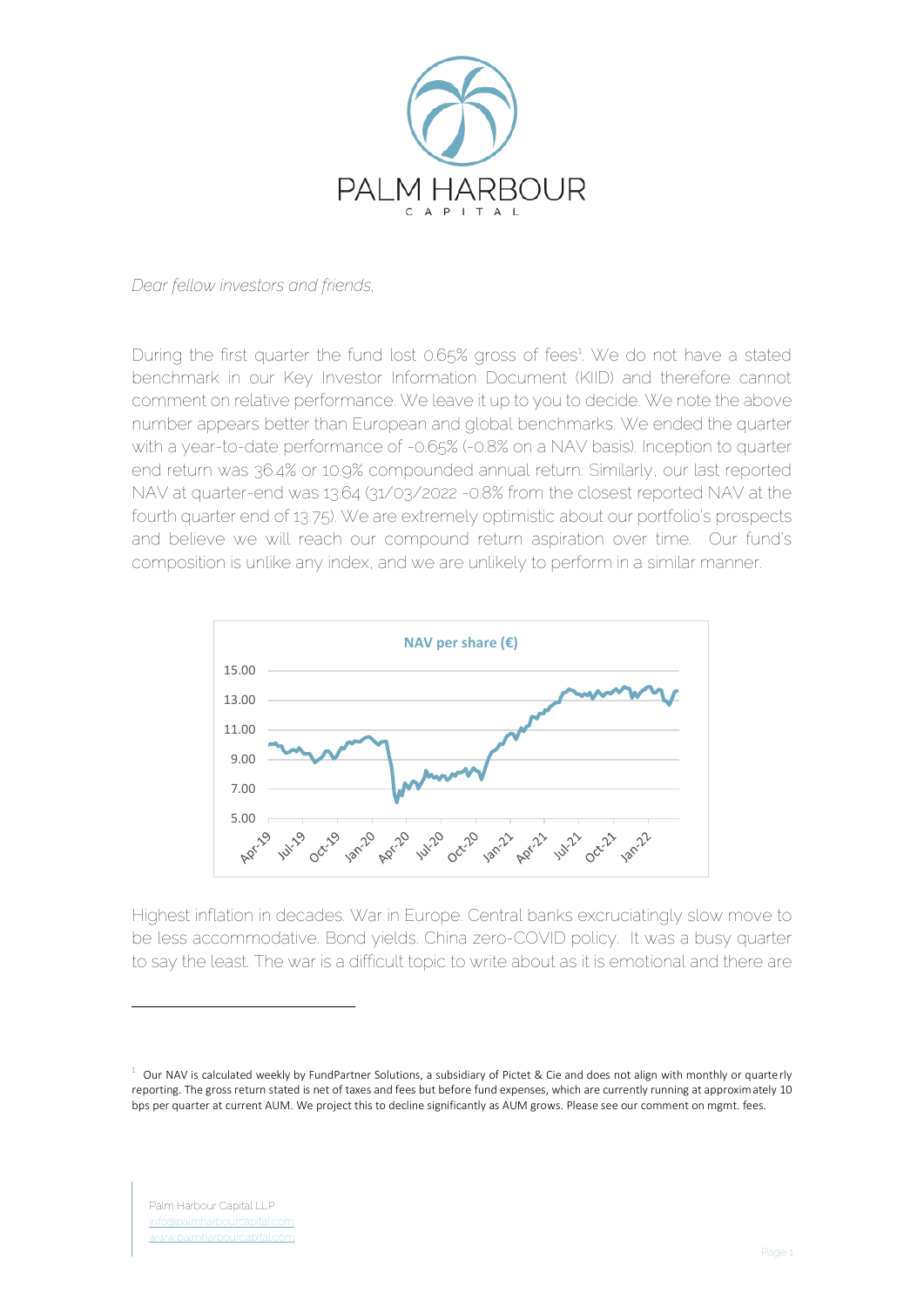PALM HARBOUR

CAPITAL

*Dear fellow investors and friends,*

During the first quarter the fund lost 0.65% gross of fees[1]. We do not have a stated benchmark in our Key Investor Information Document (KIID) and therefore cannot comment on relative performance. We leave it up to you to decide. We note the above number appears better than European and global benchmarks. We ended the quarter with a year-to-date performance of -0.65% (-0.8% on a NAV basis). Inception to quarter end return was 36.4% or 10.9% compounded annual return. Similarly, our last reported NAV at quarter-end was 13.64 (31/03/2022 -0.8% from the closest reported NAV at the fourth quarter end of 13.75). We are extremely optimistic about our portfolio's prospects and believe we will reach our compound return aspiration over time. Our fund's composition is unlike any index, and we are unlikely to perform in a similar manner.

**NAV per share (€)**

Highest inflation in decades. War in Europe. Central banks excruciatingly slow move to be less accommodative. Bond yields. China zero-COVID policy. It was a busy quarter to say the least. The war is a difficult topic to write about as it is emotional and there are

[1] Our NAV is calculated weekly by FundPartner Solutions, a subsidiary of Pictet & Cie and does not align with monthly or quarterly reporting. The gross return stated is net of taxes and fees but before fund expenses, which are currently running at approximately 10 bps per quarter at current AUM. We project this to decline significantly as AUM grows. Please see our comment on mgmt. fees.

Palm Harbour Capital LLP
info@palmharbourcapital.com
www.palmharbourcapital.com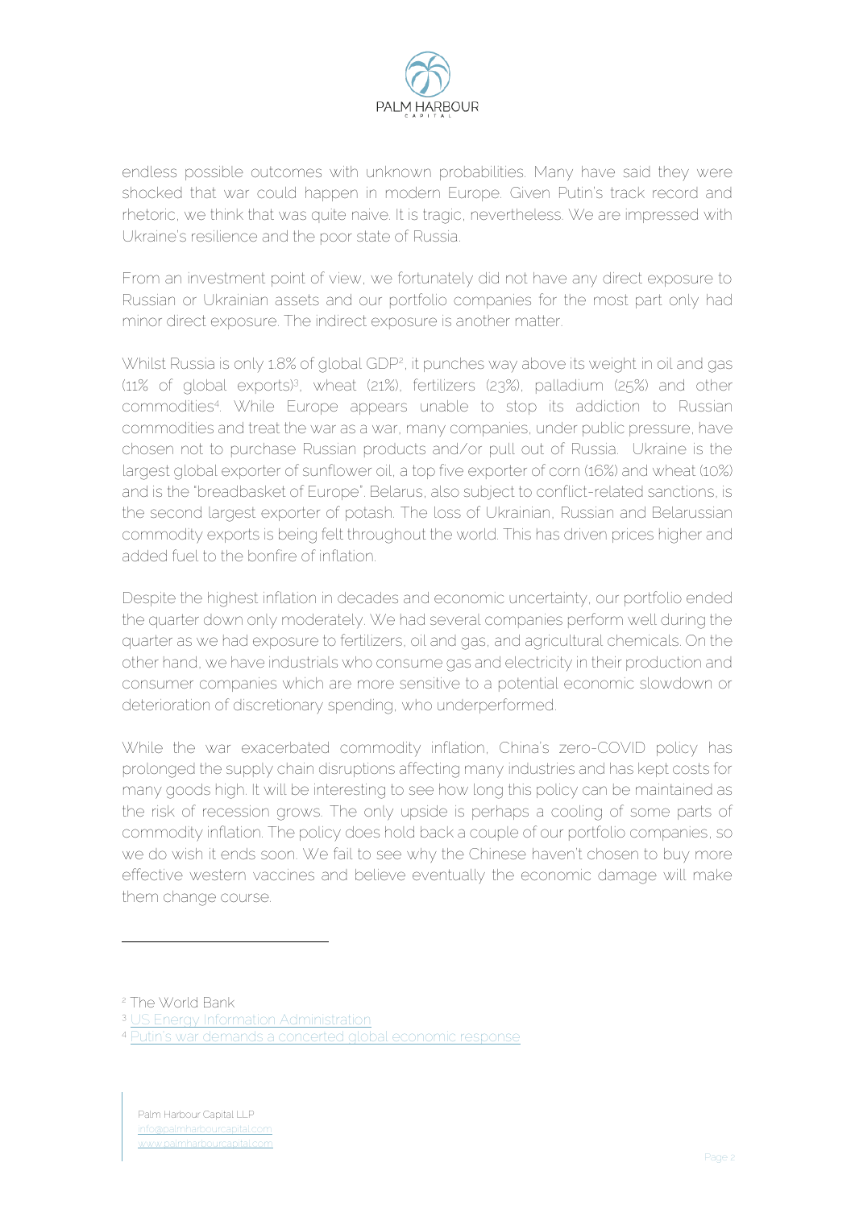endless possible outcomes with unknown probabilities. Many have said they were shocked that war could happen in modern Europe. Given Putin's track record and rhetoric, we think that was quite naive. It is tragic, nevertheless. We are impressed with Ukraine's resilience and the poor state of Russia.

From an investment point of view, we fortunately did not have any direct exposure to Russian or Ukrainian assets and our portfolio companies for the most part only had minor direct exposure. The indirect exposure is another matter.

Whilst Russia is only 1.8% of global GDP[2], it punches way above its weight in oil and gas (11% of global exports)[3], wheat (21%), fertilizers (23%), palladium (25%) and other commodities[4]. While Europe appears unable to stop its addiction to Russian commodities and treat the war as a war, many companies, under public pressure, have chosen not to purchase Russian products and/or pull out of Russia. Ukraine is the largest global exporter of sunflower oil, a top five exporter of corn (16%) and wheat (10%) and is the "breadbasket of Europe". Belarus, also subject to conflict-related sanctions, is the second largest exporter of potash. The loss of Ukrainian, Russian and Belarussian commodity exports is being felt throughout the world. This has driven prices higher and added fuel to the bonfire of inflation.

Despite the highest inflation in decades and economic uncertainty, our portfolio ended the quarter down only moderately. We had several companies perform well during the quarter as we had exposure to fertilizers, oil and gas, and agricultural chemicals. On the other hand, we have industrials who consume gas and electricity in their production and consumer companies which are more sensitive to a potential economic slowdown or deterioration of discretionary spending, who underperformed.

While the war exacerbated commodity inflation, China's zero-COVID policy has prolonged the supply chain disruptions affecting many industries and has kept costs for many goods high. It will be interesting to see how long this policy can be maintained as the risk of recession grows. The only upside is perhaps a cooling of some parts of commodity inflation. The policy does hold back a couple of our portfolio companies, so we do wish it ends soon. We fail to see why the Chinese haven't chosen to buy more effective western vaccines and believe eventually the economic damage will make them change course.

---

[2] The World Bank

[3] US Energy Information Administration

[4] Putin's war demands a concerted global economic response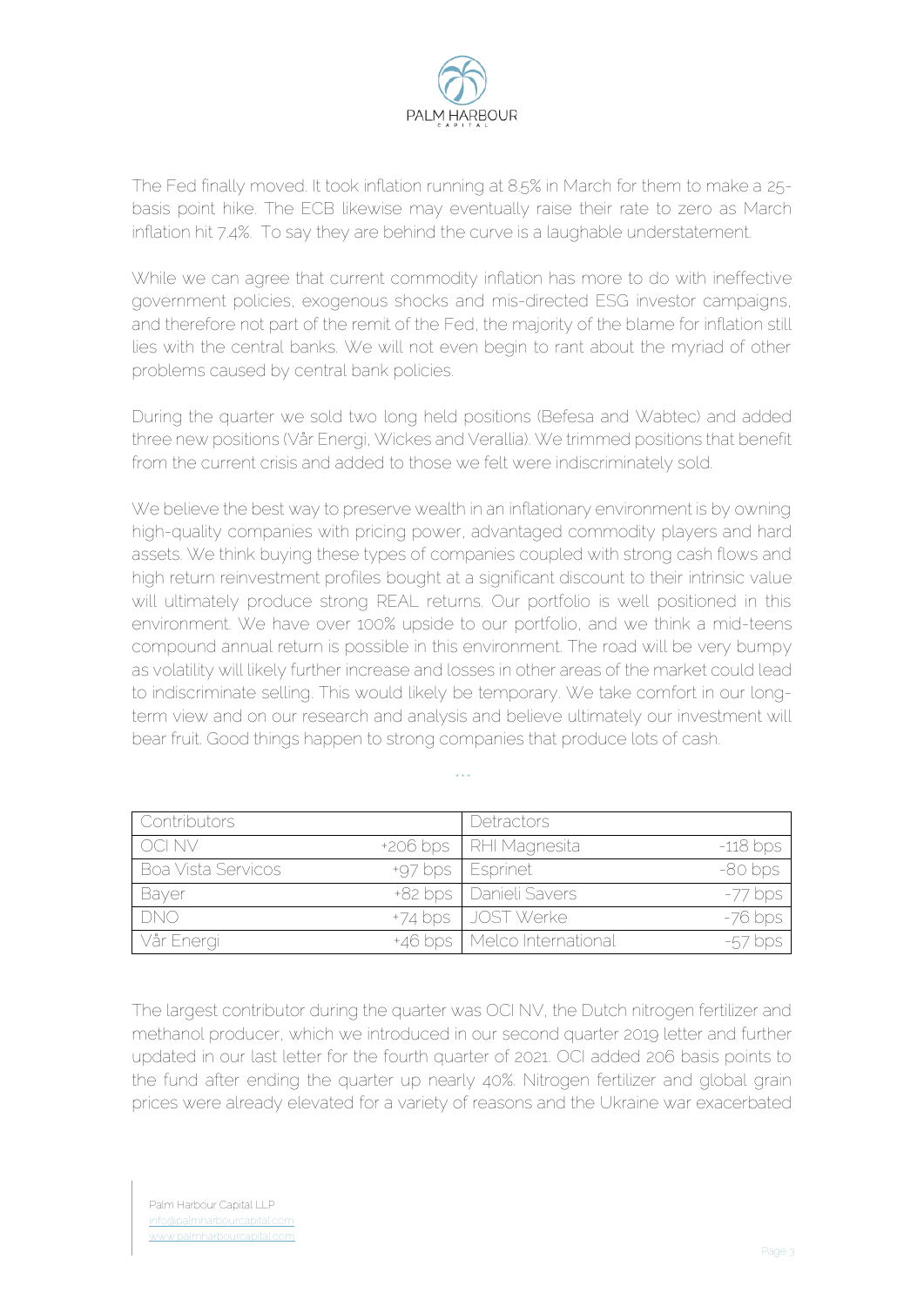The Fed finally moved. It took inflation running at 8.5% in March for them to make a 25-basis point hike. The ECB likewise may eventually raise their rate to zero as March inflation hit 7.4%. To say they are behind the curve is a laughable understatement.

While we can agree that current commodity inflation has more to do with ineffective government policies, exogenous shocks and mis-directed ESG investor campaigns, and therefore not part of the remit of the Fed, the majority of the blame for inflation still lies with the central banks. We will not even begin to rant about the myriad of other problems caused by central bank policies.

During the quarter we sold two long held positions (Befesa and Wabtec) and added three new positions (Vår Energi, Wickes and Verallia). We trimmed positions that benefit from the current crisis and added to those we felt were indiscriminately sold.

We believe the best way to preserve wealth in an inflationary environment is by owning high-quality companies with pricing power, advantaged commodity players and hard assets. We think buying these types of companies coupled with strong cash flows and high return reinvestment profiles bought at a significant discount to their intrinsic value will ultimately produce strong REAL returns. Our portfolio is well positioned in this environment. We have over 100% upside to our portfolio, and we think a mid-teens compound annual return is possible in this environment. The road will be very bumpy as volatility will likely further increase and losses in other areas of the market could lead to indiscriminate selling. This would likely be temporary. We take comfort in our long-term view and on our research and analysis and believe ultimately our investment will bear fruit. Good things happen to strong companies that produce lots of cash.

...

| Contributors | | Detractors | |
|---|---|---|---|
| OCI NV | +206 bps | RHI Magnesita | -118 bps |
| Boa Vista Servicos | +97 bps | Esprinet | -80 bps |
| Bayer | +82 bps | Danieli Savers | -77 bps |
| DNO | +74 bps | JOST Werke | -76 bps |
| Vår Energi | +46 bps | Melco International | -57 bps |

The largest contributor during the quarter was OCI NV, the Dutch nitrogen fertilizer and methanol producer, which we introduced in our second quarter 2019 letter and further updated in our last letter for the fourth quarter of 2021. OCI added 206 basis points to the fund after ending the quarter up nearly 40%. Nitrogen fertilizer and global grain prices were already elevated for a variety of reasons and the Ukraine war exacerbated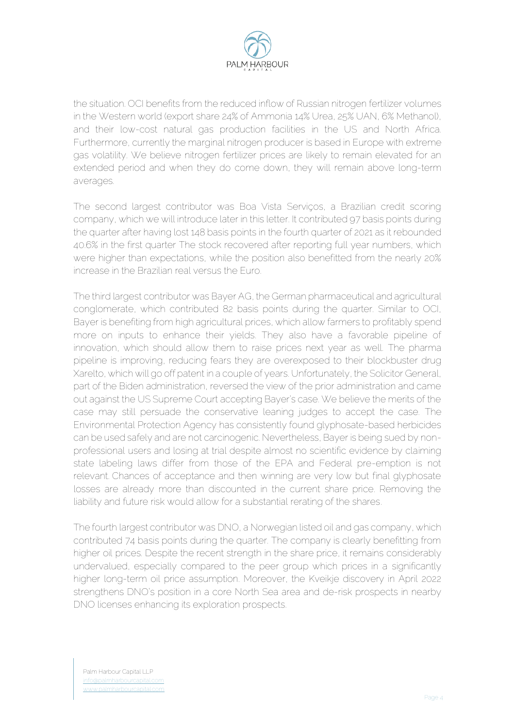the situation. OCI benefits from the reduced inflow of Russian nitrogen fertilizer volumes in the Western world (export share 24% of Ammonia 14% Urea, 25% UAN, 6% Methanol), and their low-cost natural gas production facilities in the US and North Africa. Furthermore, currently the marginal nitrogen producer is based in Europe with extreme gas volatility. We believe nitrogen fertilizer prices are likely to remain elevated for an extended period and when they do come down, they will remain above long-term averages.

The second largest contributor was Boa Vista Serviços, a Brazilian credit scoring company, which we will introduce later in this letter. It contributed 97 basis points during the quarter after having lost 148 basis points in the fourth quarter of 2021 as it rebounded 40.6% in the first quarter The stock recovered after reporting full year numbers, which were higher than expectations, while the position also benefitted from the nearly 20% increase in the Brazilian real versus the Euro.

The third largest contributor was Bayer AG, the German pharmaceutical and agricultural conglomerate, which contributed 82 basis points during the quarter. Similar to OCI, Bayer is benefiting from high agricultural prices, which allow farmers to profitably spend more on inputs to enhance their yields. They also have a favorable pipeline of innovation, which should allow them to raise prices next year as well. The pharma pipeline is improving, reducing fears they are overexposed to their blockbuster drug Xarelto, which will go off patent in a couple of years. Unfortunately, the Solicitor General, part of the Biden administration, reversed the view of the prior administration and came out against the US Supreme Court accepting Bayer's case. We believe the merits of the case may still persuade the conservative leaning judges to accept the case. The Environmental Protection Agency has consistently found glyphosate-based herbicides can be used safely and are not carcinogenic. Nevertheless, Bayer is being sued by non-professional users and losing at trial despite almost no scientific evidence by claiming state labeling laws differ from those of the EPA and Federal pre-emption is not relevant. Chances of acceptance and then winning are very low but final glyphosate losses are already more than discounted in the current share price. Removing the liability and future risk would allow for a substantial rerating of the shares.

The fourth largest contributor was DNO, a Norwegian listed oil and gas company, which contributed 74 basis points during the quarter. The company is clearly benefitting from higher oil prices. Despite the recent strength in the share price, it remains considerably undervalued, especially compared to the peer group which prices in a significantly higher long-term oil price assumption. Moreover, the Kveikje discovery in April 2022 strengthens DNO's position in a core North Sea area and de-risk prospects in nearby DNO licenses enhancing its exploration prospects.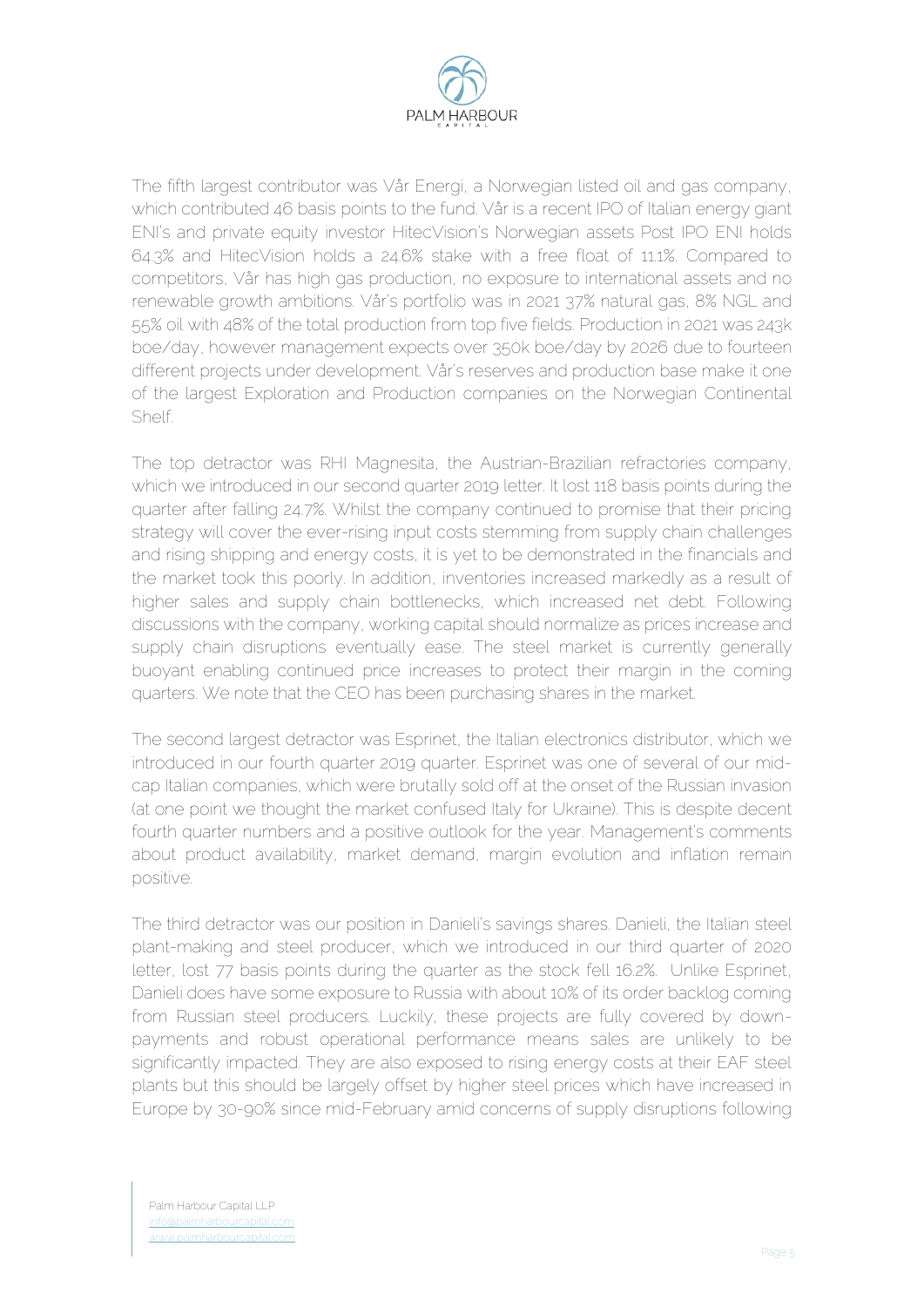The fifth largest contributor was Vår Energi, a Norwegian listed oil and gas company, which contributed 46 basis points to the fund. Vår is a recent IPO of Italian energy giant ENI's and private equity investor HitecVision's Norwegian assets Post IPO ENI holds 64.3% and HitecVision holds a 24.6% stake with a free float of 11.1%. Compared to competitors, Vår has high gas production, no exposure to international assets and no renewable growth ambitions. Vår's portfolio was in 2021 37% natural gas, 8% NGL and 55% oil with 48% of the total production from top five fields. Production in 2021 was 243k boe/day, however management expects over 350k boe/day by 2026 due to fourteen different projects under development. Vår's reserves and production base make it one of the largest Exploration and Production companies on the Norwegian Continental Shelf.

The top detractor was RHI Magnesita, the Austrian-Brazilian refractories company, which we introduced in our second quarter 2019 letter. It lost 118 basis points during the quarter after falling 24.7%. Whilst the company continued to promise that their pricing strategy will cover the ever-rising input costs stemming from supply chain challenges and rising shipping and energy costs, it is yet to be demonstrated in the financials and the market took this poorly. In addition, inventories increased markedly as a result of higher sales and supply chain bottlenecks, which increased net debt. Following discussions with the company, working capital should normalize as prices increase and supply chain disruptions eventually ease. The steel market is currently generally buoyant enabling continued price increases to protect their margin in the coming quarters. We note that the CEO has been purchasing shares in the market.

The second largest detractor was Esprinet, the Italian electronics distributor, which we introduced in our fourth quarter 2019 quarter. Esprinet was one of several of our mid-cap Italian companies, which were brutally sold off at the onset of the Russian invasion (at one point we thought the market confused Italy for Ukraine). This is despite decent fourth quarter numbers and a positive outlook for the year. Management's comments about product availability, market demand, margin evolution and inflation remain positive.

The third detractor was our position in Danieli's savings shares. Danieli, the Italian steel plant-making and steel producer, which we introduced in our third quarter of 2020 letter, lost 77 basis points during the quarter as the stock fell 16.2%. Unlike Esprinet, Danieli does have some exposure to Russia with about 10% of its order backlog coming from Russian steel producers. Luckily, these projects are fully covered by down-payments and robust operational performance means sales are unlikely to be significantly impacted. They are also exposed to rising energy costs at their EAF steel plants but this should be largely offset by higher steel prices which have increased in Europe by 30-90% since mid-February amid concerns of supply disruptions following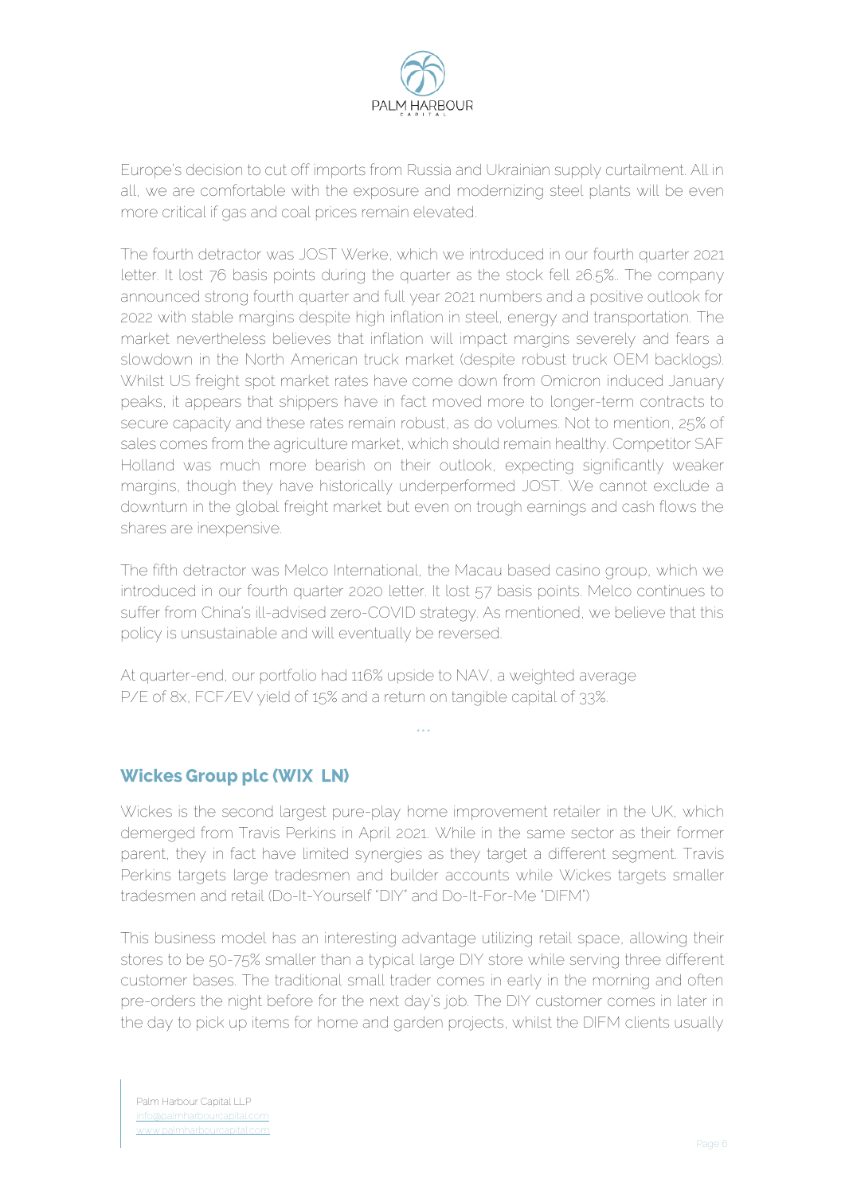Europe's decision to cut off imports from Russia and Ukrainian supply curtailment. All in all, we are comfortable with the exposure and modernizing steel plants will be even more critical if gas and coal prices remain elevated.

The fourth detractor was JOST Werke, which we introduced in our fourth quarter 2021 letter. It lost 76 basis points during the quarter as the stock fell 26.5%.. The company announced strong fourth quarter and full year 2021 numbers and a positive outlook for 2022 with stable margins despite high inflation in steel, energy and transportation. The market nevertheless believes that inflation will impact margins severely and fears a slowdown in the North American truck market (despite robust truck OEM backlogs). Whilst US freight spot market rates have come down from Omicron induced January peaks, it appears that shippers have in fact moved more to longer-term contracts to secure capacity and these rates remain robust, as do volumes. Not to mention, 25% of sales comes from the agriculture market, which should remain healthy. Competitor SAF Holland was much more bearish on their outlook, expecting significantly weaker margins, though they have historically underperformed JOST. We cannot exclude a downturn in the global freight market but even on trough earnings and cash flows the shares are inexpensive.

The fifth detractor was Melco International, the Macau based casino group, which we introduced in our fourth quarter 2020 letter. It lost 57 basis points. Melco continues to suffer from China's ill-advised zero-COVID strategy. As mentioned, we believe that this policy is unsustainable and will eventually be reversed.

At quarter-end, our portfolio had 116% upside to NAV, a weighted average P/E of 8x, FCF/EV yield of 15% and a return on tangible capital of 33%.

...

## Wickes Group plc (WIX LN)

Wickes is the second largest pure-play home improvement retailer in the UK, which demerged from Travis Perkins in April 2021. While in the same sector as their former parent, they in fact have limited synergies as they target a different segment. Travis Perkins targets large tradesmen and builder accounts while Wickes targets smaller tradesmen and retail (Do-It-Yourself "DIY" and Do-It-For-Me "DIFM")

This business model has an interesting advantage utilizing retail space, allowing their stores to be 50-75% smaller than a typical large DIY store while serving three different customer bases. The traditional small trader comes in early in the morning and often pre-orders the night before for the next day's job. The DIY customer comes in later in the day to pick up items for home and garden projects, whilst the DIFM clients usually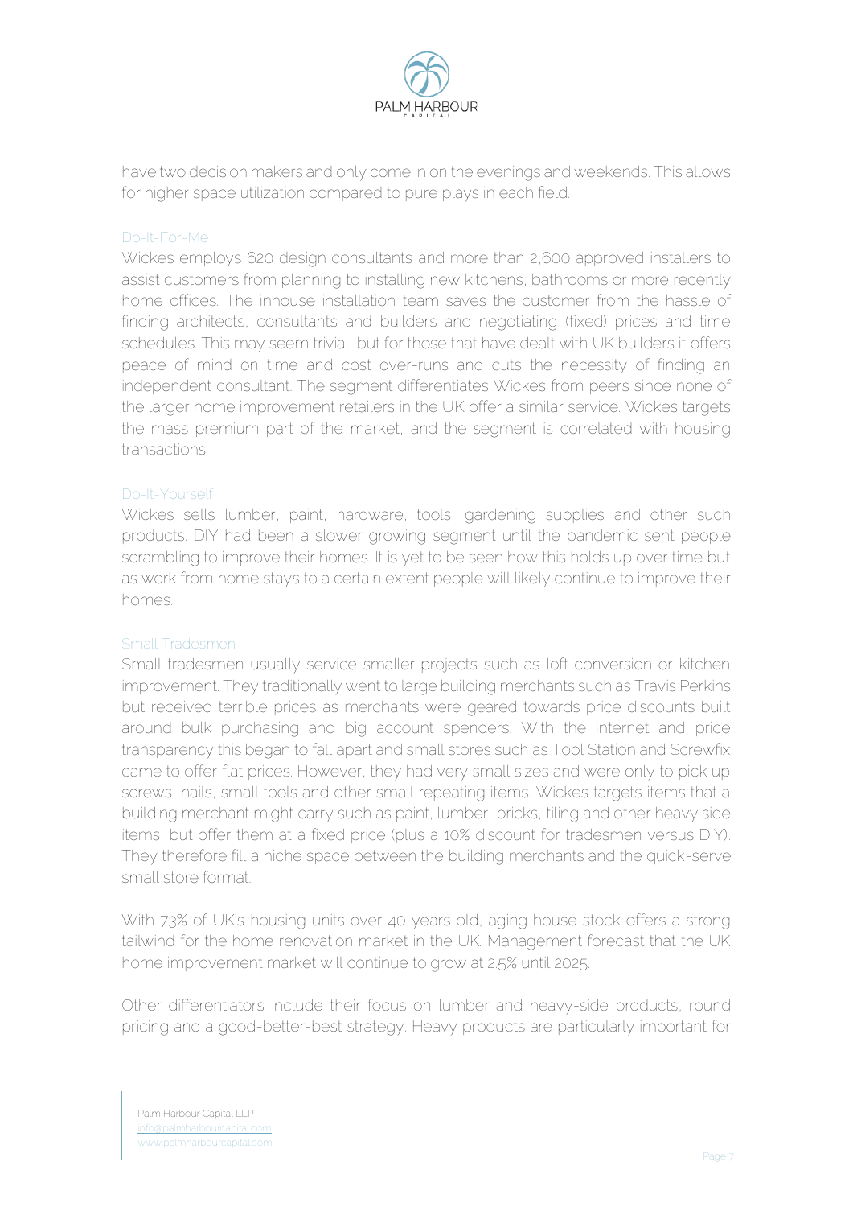have two decision makers and only come in on the evenings and weekends. This allows for higher space utilization compared to pure plays in each field.

### Do-It-For-Me

Wickes employs 620 design consultants and more than 2,600 approved installers to assist customers from planning to installing new kitchens, bathrooms or more recently home offices. The inhouse installation team saves the customer from the hassle of finding architects, consultants and builders and negotiating (fixed) prices and time schedules. This may seem trivial, but for those that have dealt with UK builders it offers peace of mind on time and cost over-runs and cuts the necessity of finding an independent consultant. The segment differentiates Wickes from peers since none of the larger home improvement retailers in the UK offer a similar service. Wickes targets the mass premium part of the market, and the segment is correlated with housing transactions.

### Do-It-Yourself

Wickes sells lumber, paint, hardware, tools, gardening supplies and other such products. DIY had been a slower growing segment until the pandemic sent people scrambling to improve their homes. It is yet to be seen how this holds up over time but as work from home stays to a certain extent people will likely continue to improve their homes.

### Small Tradesmen

Small tradesmen usually service smaller projects such as loft conversion or kitchen improvement. They traditionally went to large building merchants such as Travis Perkins but received terrible prices as merchants were geared towards price discounts built around bulk purchasing and big account spenders. With the internet and price transparency this began to fall apart and small stores such as Tool Station and Screwfix came to offer flat prices. However, they had very small sizes and were only to pick up screws, nails, small tools and other small repeating items. Wickes targets items that a building merchant might carry such as paint, lumber, bricks, tiling and other heavy side items, but offer them at a fixed price (plus a 10% discount for tradesmen versus DIY). They therefore fill a niche space between the building merchants and the quick-serve small store format.

With 73% of UK's housing units over 40 years old, aging house stock offers a strong tailwind for the home renovation market in the UK. Management forecast that the UK home improvement market will continue to grow at 2.5% until 2025.

Other differentiators include their focus on lumber and heavy-side products, round pricing and a good-better-best strategy. Heavy products are particularly important for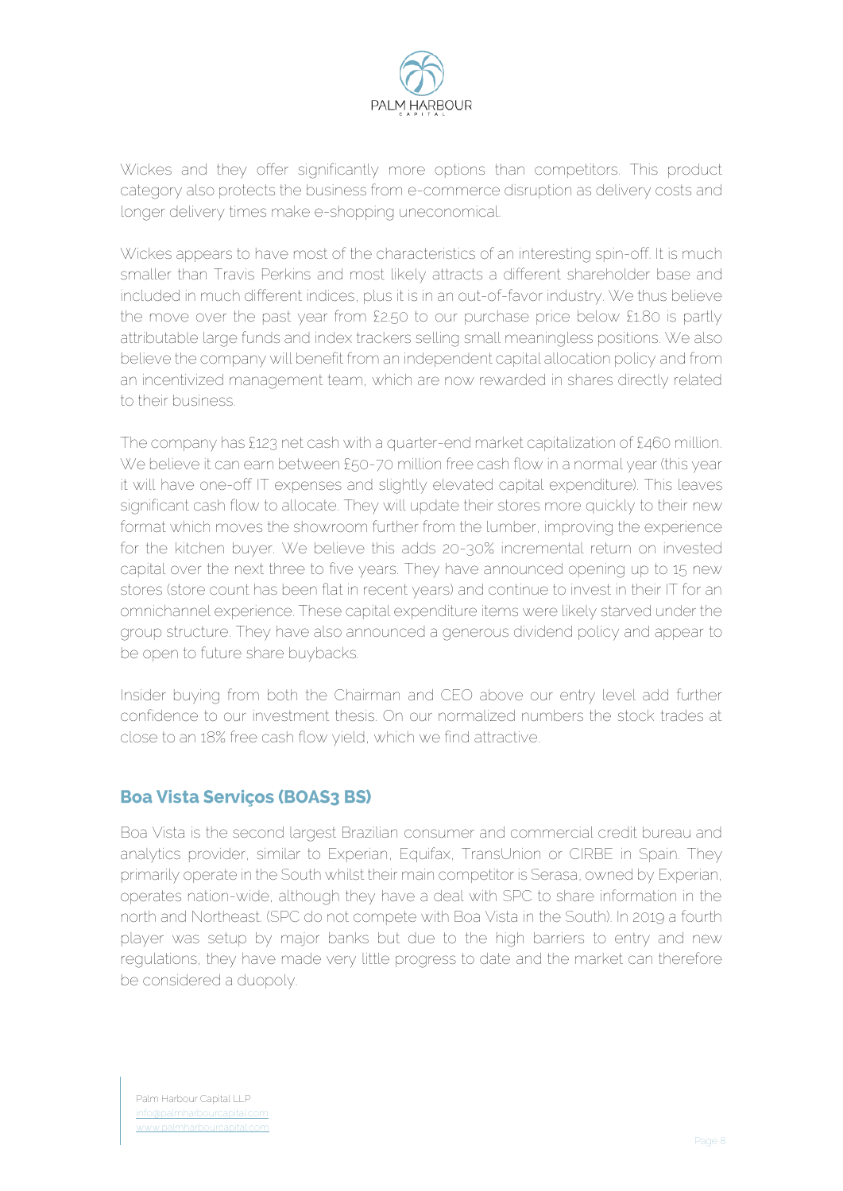Wickes and they offer significantly more options than competitors. This product category also protects the business from e-commerce disruption as delivery costs and longer delivery times make e-shopping uneconomical.

Wickes appears to have most of the characteristics of an interesting spin-off. It is much smaller than Travis Perkins and most likely attracts a different shareholder base and included in much different indices, plus it is in an out-of-favor industry. We thus believe the move over the past year from £2.50 to our purchase price below £1.80 is partly attributable large funds and index trackers selling small meaningless positions. We also believe the company will benefit from an independent capital allocation policy and from an incentivized management team, which are now rewarded in shares directly related to their business.

The company has £123 net cash with a quarter-end market capitalization of £460 million. We believe it can earn between £50-70 million free cash flow in a normal year (this year it will have one-off IT expenses and slightly elevated capital expenditure). This leaves significant cash flow to allocate. They will update their stores more quickly to their new format which moves the showroom further from the lumber, improving the experience for the kitchen buyer. We believe this adds 20-30% incremental return on invested capital over the next three to five years. They have announced opening up to 15 new stores (store count has been flat in recent years) and continue to invest in their IT for an omnichannel experience. These capital expenditure items were likely starved under the group structure. They have also announced a generous dividend policy and appear to be open to future share buybacks.

Insider buying from both the Chairman and CEO above our entry level add further confidence to our investment thesis. On our normalized numbers the stock trades at close to an 18% free cash flow yield, which we find attractive.

## Boa Vista Serviços (BOAS3 BS)

Boa Vista is the second largest Brazilian consumer and commercial credit bureau and analytics provider, similar to Experian, Equifax, TransUnion or CIRBE in Spain. They primarily operate in the South whilst their main competitor is Serasa, owned by Experian, operates nation-wide, although they have a deal with SPC to share information in the north and Northeast. (SPC do not compete with Boa Vista in the South). In 2019 a fourth player was setup by major banks but due to the high barriers to entry and new regulations, they have made very little progress to date and the market can therefore be considered a duopoly.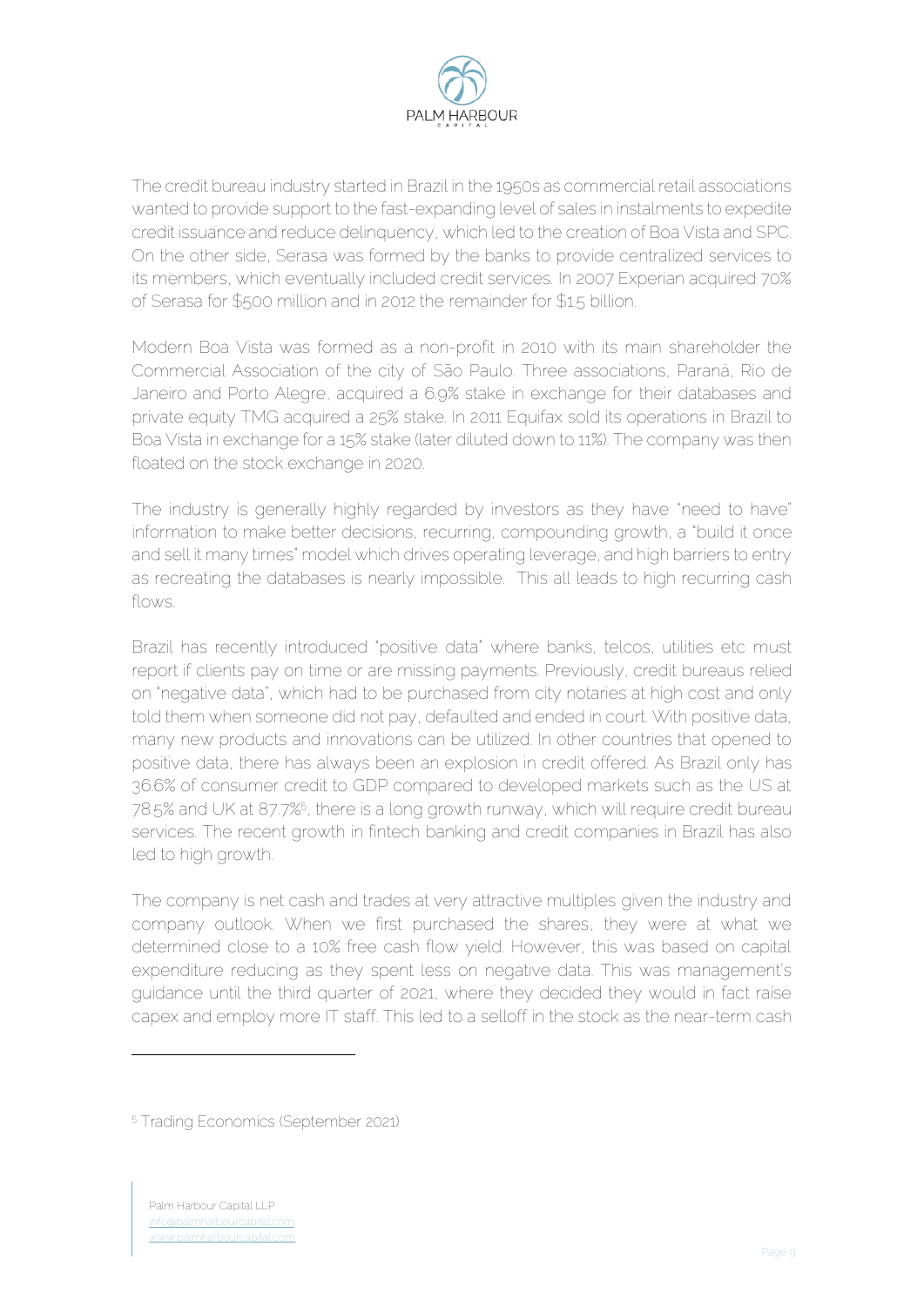The credit bureau industry started in Brazil in the 1950s as commercial retail associations wanted to provide support to the fast-expanding level of sales in instalments to expedite credit issuance and reduce delinquency, which led to the creation of Boa Vista and SPC. On the other side, Serasa was formed by the banks to provide centralized services to its members, which eventually included credit services. In 2007 Experian acquired 70% of Serasa for $500 million and in 2012 the remainder for $1.5 billion.

Modern Boa Vista was formed as a non-profit in 2010 with its main shareholder the Commercial Association of the city of São Paulo. Three associations, Paraná, Rio de Janeiro and Porto Alegre, acquired a 6.9% stake in exchange for their databases and private equity TMG acquired a 25% stake. In 2011 Equifax sold its operations in Brazil to Boa Vista in exchange for a 15% stake (later diluted down to 11%). The company was then floated on the stock exchange in 2020.

The industry is generally highly regarded by investors as they have "need to have" information to make better decisions, recurring, compounding growth, a "build it once and sell it many times" model which drives operating leverage, and high barriers to entry as recreating the databases is nearly impossible. This all leads to high recurring cash flows.

Brazil has recently introduced "positive data" where banks, telcos, utilities etc must report if clients pay on time or are missing payments. Previously, credit bureaus relied on "negative data", which had to be purchased from city notaries at high cost and only told them when someone did not pay, defaulted and ended in court. With positive data, many new products and innovations can be utilized. In other countries that opened to positive data, there has always been an explosion in credit offered. As Brazil only has 36.6% of consumer credit to GDP compared to developed markets such as the US at 78.5% and UK at 87.7%[5], there is a long growth runway, which will require credit bureau services. The recent growth in fintech banking and credit companies in Brazil has also led to high growth.

The company is net cash and trades at very attractive multiples given the industry and company outlook. When we first purchased the shares, they were at what we determined close to a 10% free cash flow yield. However, this was based on capital expenditure reducing as they spent less on negative data. This was management's guidance until the third quarter of 2021, where they decided they would in fact raise capex and employ more IT staff. This led to a selloff in the stock as the near-term cash

[5] Trading Economics (September 2021)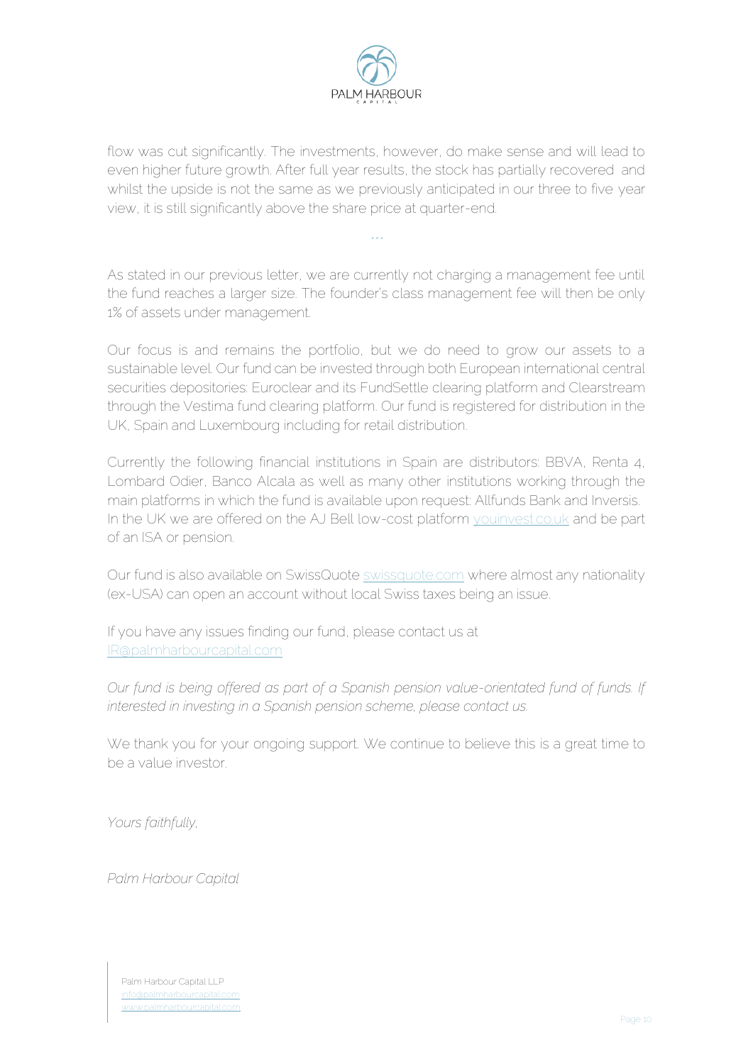flow was cut significantly. The investments, however, do make sense and will lead to even higher future growth. After full year results, the stock has partially recovered and whilst the upside is not the same as we previously anticipated in our three to five year view, it is still significantly above the share price at quarter-end.

...

As stated in our previous letter, we are currently not charging a management fee until the fund reaches a larger size. The founder's class management fee will then be only 1% of assets under management.

Our focus is and remains the portfolio, but we do need to grow our assets to a sustainable level. Our fund can be invested through both European international central securities depositories: Euroclear and its FundSettle clearing platform and Clearstream through the Vestima fund clearing platform. Our fund is registered for distribution in the UK, Spain and Luxembourg including for retail distribution.

Currently the following financial institutions in Spain are distributors: BBVA, Renta 4, Lombard Odier, Banco Alcala as well as many other institutions working through the main platforms in which the fund is available upon request: Allfunds Bank and Inversis. In the UK we are offered on the AJ Bell low-cost platform youinvest.co.uk and be part of an ISA or pension.

Our fund is also available on SwissQuote swissquote.com where almost any nationality (ex-USA) can open an account without local Swiss taxes being an issue.

If you have any issues finding our fund, please contact us at IR@palmharbourcapital.com

*Our fund is being offered as part of a Spanish pension value-orientated fund of funds. If interested in investing in a Spanish pension scheme, please contact us.*

We thank you for your ongoing support. We continue to believe this is a great time to be a value investor.

*Yours faithfully,*

*Palm Harbour Capital*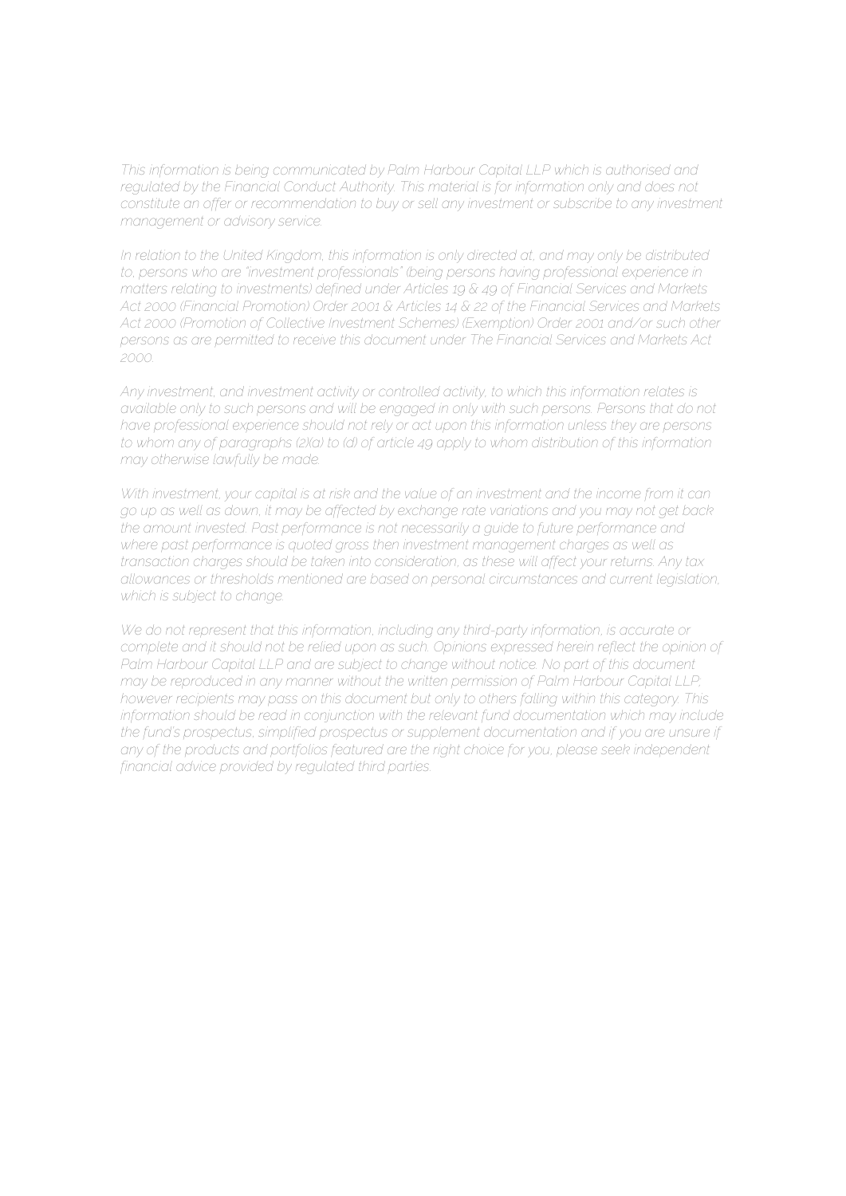*This information is being communicated by Palm Harbour Capital LLP which is authorised and regulated by the Financial Conduct Authority. This material is for information only and does not constitute an offer or recommendation to buy or sell any investment or subscribe to any investment management or advisory service.*

*In relation to the United Kingdom, this information is only directed at, and may only be distributed to, persons who are "investment professionals" (being persons having professional experience in matters relating to investments) defined under Articles 19 & 49 of Financial Services and Markets Act 2000 (Financial Promotion) Order 2001 & Articles 14 & 22 of the Financial Services and Markets Act 2000 (Promotion of Collective Investment Schemes) (Exemption) Order 2001 and/or such other persons as are permitted to receive this document under The Financial Services and Markets Act 2000.*

*Any investment, and investment activity or controlled activity, to which this information relates is available only to such persons and will be engaged in only with such persons. Persons that do not have professional experience should not rely or act upon this information unless they are persons to whom any of paragraphs (2)(a) to (d) of article 49 apply to whom distribution of this information may otherwise lawfully be made.*

*With investment, your capital is at risk and the value of an investment and the income from it can go up as well as down, it may be affected by exchange rate variations and you may not get back the amount invested. Past performance is not necessarily a guide to future performance and where past performance is quoted gross then investment management charges as well as transaction charges should be taken into consideration, as these will affect your returns. Any tax allowances or thresholds mentioned are based on personal circumstances and current legislation, which is subject to change.*

*We do not represent that this information, including any third-party information, is accurate or complete and it should not be relied upon as such. Opinions expressed herein reflect the opinion of Palm Harbour Capital LLP and are subject to change without notice. No part of this document may be reproduced in any manner without the written permission of Palm Harbour Capital LLP; however recipients may pass on this document but only to others falling within this category. This information should be read in conjunction with the relevant fund documentation which may include the fund's prospectus, simplified prospectus or supplement documentation and if you are unsure if any of the products and portfolios featured are the right choice for you, please seek independent financial advice provided by regulated third parties.*